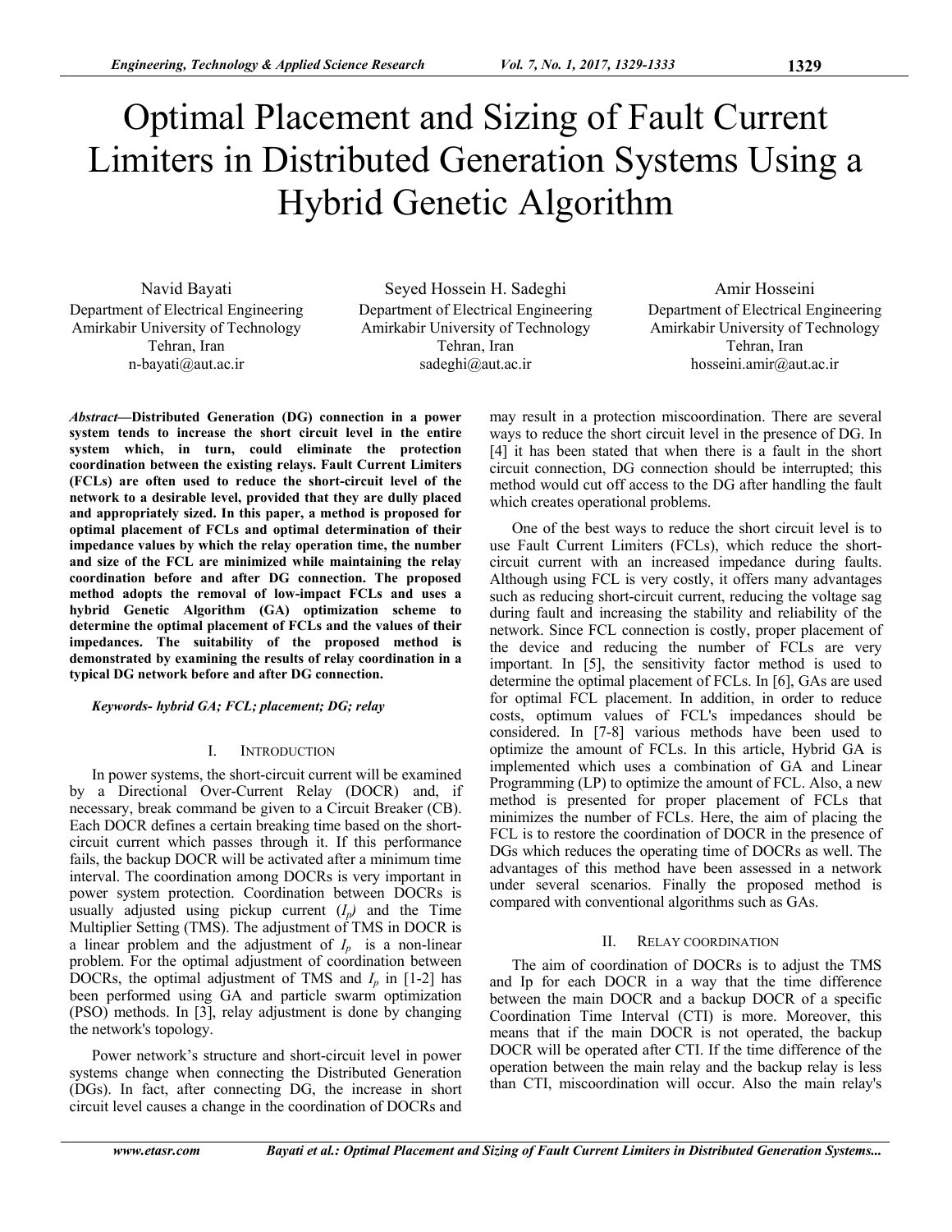# Optimal Placement and Sizing of Fault Current Limiters in Distributed Generation Systems Using a Hybrid Genetic Algorithm

Navid Bayati
Department of Electrical Engineering
Amirkabir University of Technology
Tehran, Iran
n-bayati@aut.ac.ir

Seyed Hossein H. Sadeghi
Department of Electrical Engineering
Amirkabir University of Technology
Tehran, Iran
sadeghi@aut.ac.ir

Amir Hosseini
Department of Electrical Engineering
Amirkabir University of Technology
Tehran, Iran
hosseini.amir@aut.ac.ir

***Abstract*—Distributed Generation (DG) connection in a power system tends to increase the short circuit level in the entire system which, in turn, could eliminate the protection coordination between the existing relays. Fault Current Limiters (FCLs) are often used to reduce the short-circuit level of the network to a desirable level, provided that they are dully placed and appropriately sized. In this paper, a method is proposed for optimal placement of FCLs and optimal determination of their impedance values by which the relay operation time, the number and size of the FCL are minimized while maintaining the relay coordination before and after DG connection. The proposed method adopts the removal of low-impact FCLs and uses a hybrid Genetic Algorithm (GA) optimization scheme to determine the optimal placement of FCLs and the values of their impedances. The suitability of the proposed method is demonstrated by examining the results of relay coordination in a typical DG network before and after DG connection.**

***Keywords- hybrid GA; FCL; placement; DG; relay***

## I. INTRODUCTION

In power systems, the short-circuit current will be examined by a Directional Over-Current Relay (DOCR) and, if necessary, break command be given to a Circuit Breaker (CB). Each DOCR defines a certain breaking time based on the short-circuit current which passes through it. If this performance fails, the backup DOCR will be activated after a minimum time interval. The coordination among DOCRs is very important in power system protection. Coordination between DOCRs is usually adjusted using pickup current ($I_p$) and the Time Multiplier Setting (TMS). The adjustment of TMS in DOCR is a linear problem and the adjustment of $I_p$ is a non-linear problem. For the optimal adjustment of coordination between DOCRs, the optimal adjustment of TMS and $I_p$ in [1-2] has been performed using GA and particle swarm optimization (PSO) methods. In [3], relay adjustment is done by changing the network's topology.

Power network's structure and short-circuit level in power systems change when connecting the Distributed Generation (DGs). In fact, after connecting DG, the increase in short circuit level causes a change in the coordination of DOCRs and may result in a protection miscoordination. There are several ways to reduce the short circuit level in the presence of DG. In [4] it has been stated that when there is a fault in the short circuit connection, DG connection should be interrupted; this method would cut off access to the DG after handling the fault which creates operational problems.

One of the best ways to reduce the short circuit level is to use Fault Current Limiters (FCLs), which reduce the short-circuit current with an increased impedance during faults. Although using FCL is very costly, it offers many advantages such as reducing short-circuit current, reducing the voltage sag during fault and increasing the stability and reliability of the network. Since FCL connection is costly, proper placement of the device and reducing the number of FCLs are very important. In [5], the sensitivity factor method is used to determine the optimal placement of FCLs. In [6], GAs are used for optimal FCL placement. In addition, in order to reduce costs, optimum values of FCL's impedances should be considered. In [7-8] various methods have been used to optimize the amount of FCLs. In this article, Hybrid GA is implemented which uses a combination of GA and Linear Programming (LP) to optimize the amount of FCL. Also, a new method is presented for proper placement of FCLs that minimizes the number of FCLs. Here, the aim of placing the FCL is to restore the coordination of DOCR in the presence of DGs which reduces the operating time of DOCRs as well. The advantages of this method have been assessed in a network under several scenarios. Finally the proposed method is compared with conventional algorithms such as GAs.

## II. RELAY COORDINATION

The aim of coordination of DOCRs is to adjust the TMS and Ip for each DOCR in a way that the time difference between the main DOCR and a backup DOCR of a specific Coordination Time Interval (CTI) is more. Moreover, this means that if the main DOCR is not operated, the backup DOCR will be operated after CTI. If the time difference of the operation between the main relay and the backup relay is less than CTI, miscoordination will occur. Also the main relay's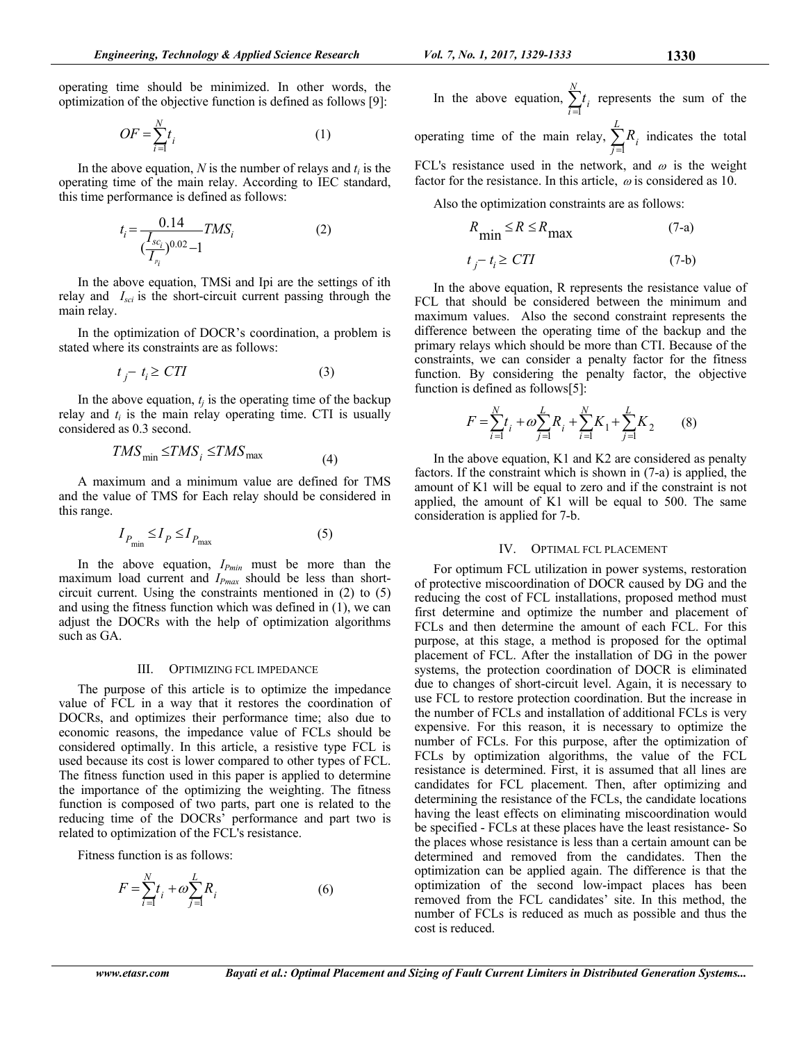operating time should be minimized. In other words, the optimization of the objective function is defined as follows [9]:

$$OF = \sum_{i=1}^{N} t_i \tag{1}$$

In the above equation, $N$ is the number of relays and $t_i$ is the operating time of the main relay. According to IEC standard, this time performance is defined as follows:

$$t_i = \frac{0.14}{(\frac{I_{sc_i}}{I_{p_i}})^{0.02} - 1} TMS_i \tag{2}$$

In the above equation, TMSi and Ipi are the settings of ith relay and $I_{sci}$ is the short-circuit current passing through the main relay.

In the optimization of DOCR's coordination, a problem is stated where its constraints are as follows:

$$t_j - t_i \geq CTI \tag{3}$$

In the above equation, $t_j$ is the operating time of the backup relay and $t_i$ is the main relay operating time. CTI is usually considered as 0.3 second.

$$TMS_{\min} \leq TMS_i \leq TMS_{\max} \tag{4}$$

A maximum and a minimum value are defined for TMS and the value of TMS for Each relay should be considered in this range.

$$I_{P_{\min}} \leq I_P \leq I_{P_{\max}} \tag{5}$$

In the above equation, $I_{Pmin}$ must be more than the maximum load current and $I_{Pmax}$ should be less than short-circuit current. Using the constraints mentioned in (2) to (5) and using the fitness function which was defined in (1), we can adjust the DOCRs with the help of optimization algorithms such as GA.

## III. Optimizing FCL Impedance

The purpose of this article is to optimize the impedance value of FCL in a way that it restores the coordination of DOCRs, and optimizes their performance time; also due to economic reasons, the impedance value of FCLs should be considered optimally. In this article, a resistive type FCL is used because its cost is lower compared to other types of FCL. The fitness function used in this paper is applied to determine the importance of the optimizing the weighting. The fitness function is composed of two parts, part one is related to the reducing time of the DOCRs' performance and part two is related to optimization of the FCL's resistance.

Fitness function is as follows:

$$F = \sum_{i=1}^{N} t_i + \omega \sum_{j=1}^{L} R_i \tag{6}$$

In the above equation, $\sum_{i=1}^{N} t_i$ represents the sum of the operating time of the main relay, $\sum_{j=1}^{L} R_i$ indicates the total FCL's resistance used in the network, and $\omega$ is the weight factor for the resistance. In this article, $\omega$ is considered as 10.

Also the optimization constraints are as follows:

$$R_{\min} \leq R \leq R_{\max} \tag{7-a}$$

$$t_j - t_i \geq CTI \tag{7-b}$$

In the above equation, R represents the resistance value of FCL that should be considered between the minimum and maximum values. Also the second constraint represents the difference between the operating time of the backup and the primary relays which should be more than CTI. Because of the constraints, we can consider a penalty factor for the fitness function. By considering the penalty factor, the objective function is defined as follows[5]:

$$F = \sum_{i=1}^{N} t_i + \omega \sum_{j=1}^{L} R_i + \sum_{i=1}^{N} K_1 + \sum_{j=1}^{L} K_2 \tag{8}$$

In the above equation, K1 and K2 are considered as penalty factors. If the constraint which is shown in (7-a) is applied, the amount of K1 will be equal to zero and if the constraint is not applied, the amount of K1 will be equal to 500. The same consideration is applied for 7-b.

## IV. Optimal FCL Placement

For optimum FCL utilization in power systems, restoration of protective miscoordination of DOCR caused by DG and the reducing the cost of FCL installations, proposed method must first determine and optimize the number and placement of FCLs and then determine the amount of each FCL. For this purpose, at this stage, a method is proposed for the optimal placement of FCL. After the installation of DG in the power systems, the protection coordination of DOCR is eliminated due to changes of short-circuit level. Again, it is necessary to use FCL to restore protection coordination. But the increase in the number of FCLs and installation of additional FCLs is very expensive. For this reason, it is necessary to optimize the number of FCLs. For this purpose, after the optimization of FCLs by optimization algorithms, the value of the FCL resistance is determined. First, it is assumed that all lines are candidates for FCL placement. Then, after optimizing and determining the resistance of the FCLs, the candidate locations having the least effects on eliminating miscoordination would be specified - FCLs at these places have the least resistance- So the places whose resistance is less than a certain amount can be determined and removed from the candidates. Then the optimization can be applied again. The difference is that the optimization of the second low-impact places has been removed from the FCL candidates' site. In this method, the number of FCLs is reduced as much as possible and thus the cost is reduced.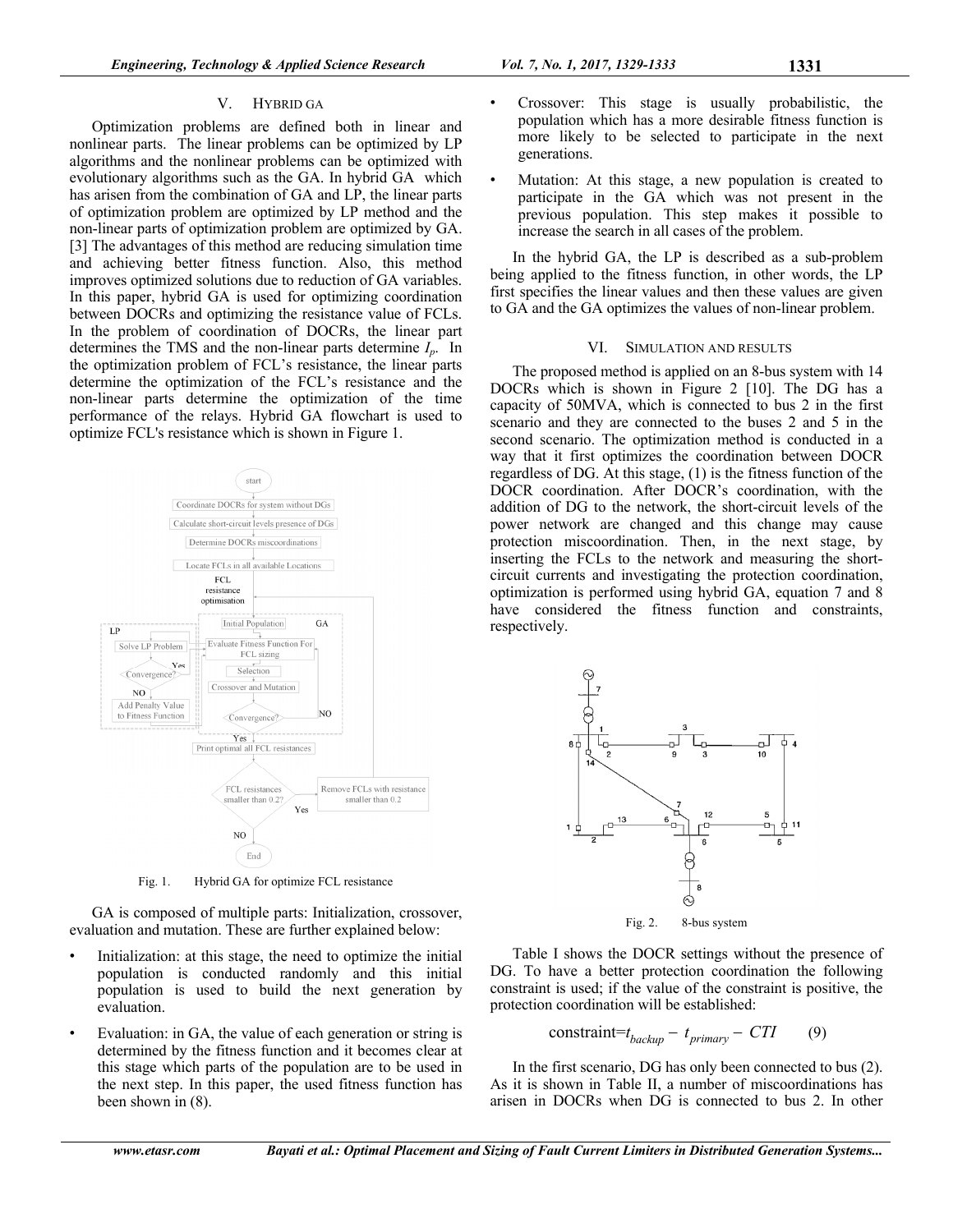## V. HYBRID GA

Optimization problems are defined both in linear and nonlinear parts. The linear problems can be optimized by LP algorithms and the nonlinear problems can be optimized with evolutionary algorithms such as the GA. In hybrid GA which has arisen from the combination of GA and LP, the linear parts of optimization problem are optimized by LP method and the non-linear parts of optimization problem are optimized by GA. [3] The advantages of this method are reducing simulation time and achieving better fitness function. Also, this method improves optimized solutions due to reduction of GA variables. In this paper, hybrid GA is used for optimizing coordination between DOCRs and optimizing the resistance value of FCLs. In the problem of coordination of DOCRs, the linear part determines the TMS and the non-linear parts determine $I_p$. In the optimization problem of FCL's resistance, the linear parts determine the optimization of the FCL's resistance and the non-linear parts determine the optimization of the time performance of the relays. Hybrid GA flowchart is used to optimize FCL's resistance which is shown in Figure 1.

Fig. 1. Hybrid GA for optimize FCL resistance

GA is composed of multiple parts: Initialization, crossover, evaluation and mutation. These are further explained below:

- Initialization: at this stage, the need to optimize the initial population is conducted randomly and this initial population is used to build the next generation by evaluation.
- Evaluation: in GA, the value of each generation or string is determined by the fitness function and it becomes clear at this stage which parts of the population are to be used in the next step. In this paper, the used fitness function has been shown in (8).
- Crossover: This stage is usually probabilistic, the population which has a more desirable fitness function is more likely to be selected to participate in the next generations.
- Mutation: At this stage, a new population is created to participate in the GA which was not present in the previous population. This step makes it possible to increase the search in all cases of the problem.

In the hybrid GA, the LP is described as a sub-problem being applied to the fitness function, in other words, the LP first specifies the linear values and then these values are given to GA and the GA optimizes the values of non-linear problem.

## VI. SIMULATION AND RESULTS

The proposed method is applied on an 8-bus system with 14 DOCRs which is shown in Figure 2 [10]. The DG has a capacity of 50MVA, which is connected to bus 2 in the first scenario and they are connected to the buses 2 and 5 in the second scenario. The optimization method is conducted in a way that it first optimizes the coordination between DOCR regardless of DG. At this stage, (1) is the fitness function of the DOCR coordination. After DOCR's coordination, with the addition of DG to the network, the short-circuit levels of the power network are changed and this change may cause protection miscoordination. Then, in the next stage, by inserting the FCLs to the network and measuring the short-circuit currents and investigating the protection coordination, optimization is performed using hybrid GA, equation 7 and 8 have considered the fitness function and constraints, respectively.

Fig. 2. 8-bus system

Table I shows the DOCR settings without the presence of DG. To have a better protection coordination the following constraint is used; if the value of the constraint is positive, the protection coordination will be established:

$$\text{constraint}=t_{backup} - t_{primary} - CTI \qquad (9)$$

In the first scenario, DG has only been connected to bus (2). As it is shown in Table II, a number of miscoordinations has arisen in DOCRs when DG is connected to bus 2. In other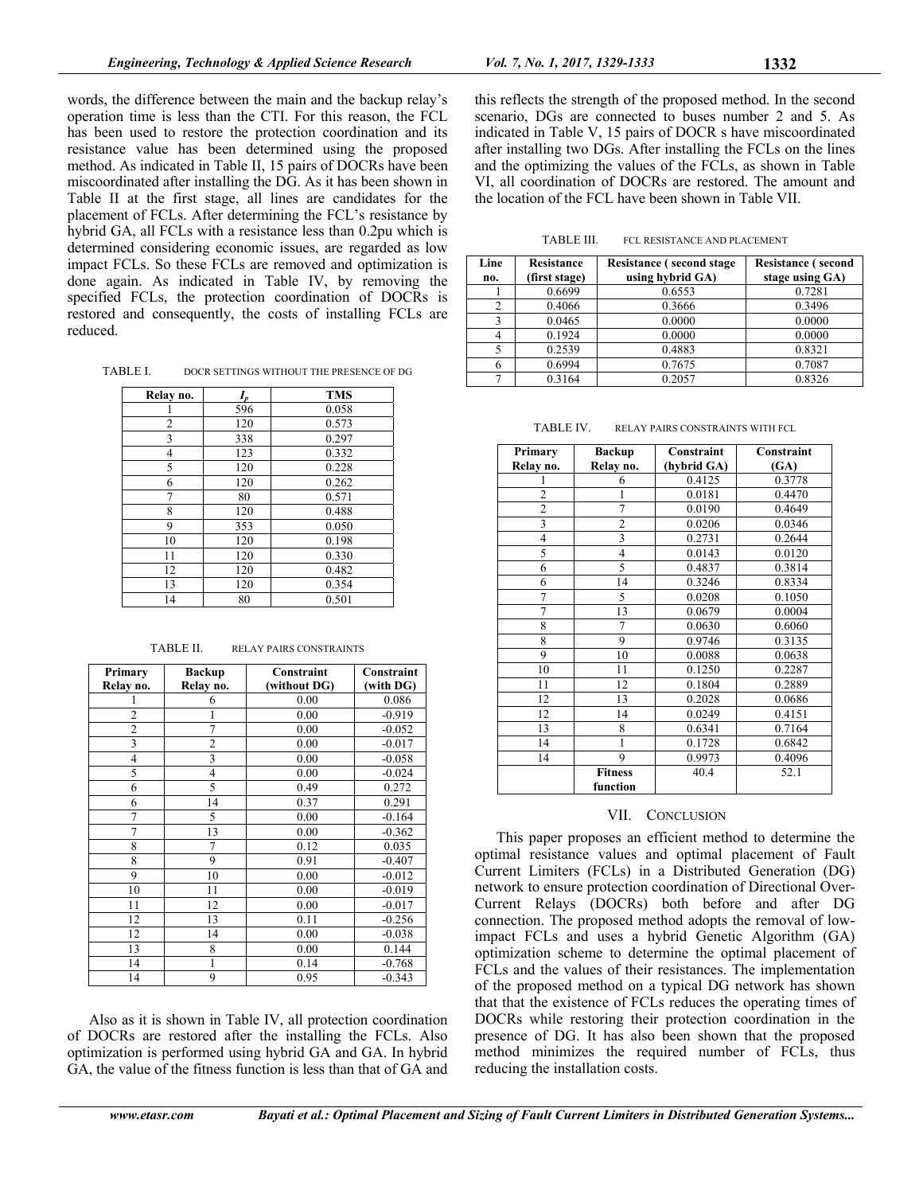words, the difference between the main and the backup relay's operation time is less than the CTI. For this reason, the FCL has been used to restore the protection coordination and its resistance value has been determined using the proposed method. As indicated in Table II, 15 pairs of DOCRs have been miscoordinated after installing the DG. As it has been shown in Table II at the first stage, all lines are candidates for the placement of FCLs. After determining the FCL's resistance by hybrid GA, all FCLs with a resistance less than 0.2pu which is determined considering economic issues, are regarded as low impact FCLs. So these FCLs are removed and optimization is done again. As indicated in Table IV, by removing the specified FCLs, the protection coordination of DOCRs is restored and consequently, the costs of installing FCLs are reduced.

TABLE I. DOCR SETTINGS WITHOUT THE PRESENCE OF DG

| Relay no. | $I_p$ | TMS |
|---|---|---|
| 1 | 596 | 0.058 |
| 2 | 120 | 0.573 |
| 3 | 338 | 0.297 |
| 4 | 123 | 0.332 |
| 5 | 120 | 0.228 |
| 6 | 120 | 0.262 |
| 7 | 80 | 0.571 |
| 8 | 120 | 0.488 |
| 9 | 353 | 0.050 |
| 10 | 120 | 0.198 |
| 11 | 120 | 0.330 |
| 12 | 120 | 0.482 |
| 13 | 120 | 0.354 |
| 14 | 80 | 0.501 |

TABLE II. RELAY PAIRS CONSTRAINTS

| Primary Relay no. | Backup Relay no. | Constraint (without DG) | Constraint (with DG) |
|---|---|---|---|
| 1 | 6 | 0.00 | 0.086 |
| 2 | 1 | 0.00 | -0.919 |
| 2 | 7 | 0.00 | -0.052 |
| 3 | 2 | 0.00 | -0.017 |
| 4 | 3 | 0.00 | -0.058 |
| 5 | 4 | 0.00 | -0.024 |
| 6 | 5 | 0.49 | 0.272 |
| 6 | 14 | 0.37 | 0.291 |
| 7 | 5 | 0.00 | -0.164 |
| 7 | 13 | 0.00 | -0.362 |
| 8 | 7 | 0.12 | 0.035 |
| 8 | 9 | 0.91 | -0.407 |
| 9 | 10 | 0.00 | -0.012 |
| 10 | 11 | 0.00 | -0.019 |
| 11 | 12 | 0.00 | -0.017 |
| 12 | 13 | 0.11 | -0.256 |
| 12 | 14 | 0.00 | -0.038 |
| 13 | 8 | 0.00 | 0.144 |
| 14 | 1 | 0.14 | -0.768 |
| 14 | 9 | 0.95 | -0.343 |

Also as it is shown in Table IV, all protection coordination of DOCRs are restored after the installing the FCLs. Also optimization is performed using hybrid GA and GA. In hybrid GA, the value of the fitness function is less than that of GA and this reflects the strength of the proposed method. In the second scenario, DGs are connected to buses number 2 and 5. As indicated in Table V, 15 pairs of DOCR s have miscoordinated after installing two DGs. After installing the FCLs on the lines and the optimizing the values of the FCLs, as shown in Table VI, all coordination of DOCRs are restored. The amount and the location of the FCL have been shown in Table VII.

TABLE III. FCL RESISTANCE AND PLACEMENT

| Line no. | Resistance (first stage) | Resistance ( second stage using hybrid GA) | Resistance ( second stage using GA) |
|---|---|---|---|
| 1 | 0.6699 | 0.6553 | 0.7281 |
| 2 | 0.4066 | 0.3666 | 0.3496 |
| 3 | 0.0465 | 0.0000 | 0.0000 |
| 4 | 0.1924 | 0.0000 | 0.0000 |
| 5 | 0.2539 | 0.4883 | 0.8321 |
| 6 | 0.6994 | 0.7675 | 0.7087 |
| 7 | 0.3164 | 0.2057 | 0.8326 |

TABLE IV. RELAY PAIRS CONSTRAINTS WITH FCL

| Primary Relay no. | Backup Relay no. | Constraint (hybrid GA) | Constraint (GA) |
|---|---|---|---|
| 1 | 6 | 0.4125 | 0.3778 |
| 2 | 1 | 0.0181 | 0.4470 |
| 2 | 7 | 0.0190 | 0.4649 |
| 3 | 2 | 0.0206 | 0.0346 |
| 4 | 3 | 0.2731 | 0.2644 |
| 5 | 4 | 0.0143 | 0.0120 |
| 6 | 5 | 0.4837 | 0.3814 |
| 6 | 14 | 0.3246 | 0.8334 |
| 7 | 5 | 0.0208 | 0.1050 |
| 7 | 13 | 0.0679 | 0.0004 |
| 8 | 7 | 0.0630 | 0.6060 |
| 8 | 9 | 0.9746 | 0.3135 |
| 9 | 10 | 0.0088 | 0.0638 |
| 10 | 11 | 0.1250 | 0.2287 |
| 11 | 12 | 0.1804 | 0.2889 |
| 12 | 13 | 0.2028 | 0.0686 |
| 12 | 14 | 0.0249 | 0.4151 |
| 13 | 8 | 0.6341 | 0.7164 |
| 14 | 1 | 0.1728 | 0.6842 |
| 14 | 9 | 0.9973 | 0.4096 |
| | Fitness function | 40.4 | 52.1 |

## VII. CONCLUSION

This paper proposes an efficient method to determine the optimal resistance values and optimal placement of Fault Current Limiters (FCLs) in a Distributed Generation (DG) network to ensure protection coordination of Directional Over-Current Relays (DOCRs) both before and after DG connection. The proposed method adopts the removal of low-impact FCLs and uses a hybrid Genetic Algorithm (GA) optimization scheme to determine the optimal placement of FCLs and the values of their resistances. The implementation of the proposed method on a typical DG network has shown that that the existence of FCLs reduces the operating times of DOCRs while restoring their protection coordination in the presence of DG. It has also been shown that the proposed method minimizes the required number of FCLs, thus reducing the installation costs.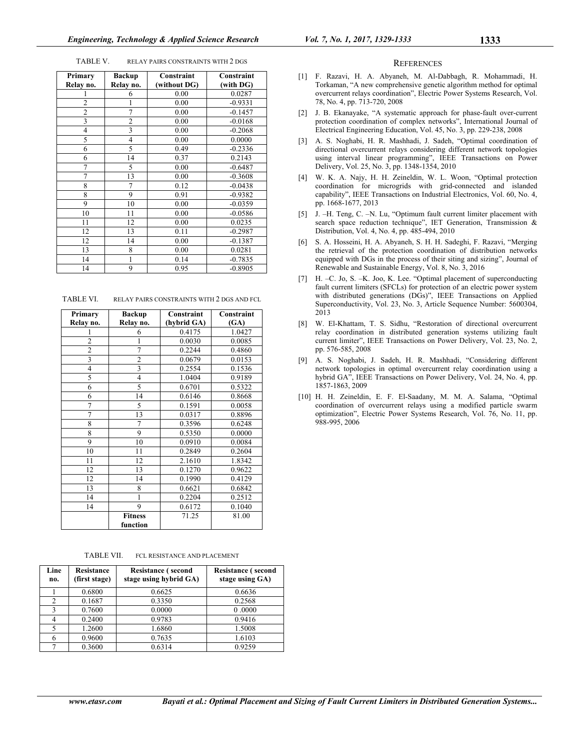TABLE V. RELAY PAIRS CONSTRAINTS WITH 2 DGS

| Primary Relay no. | Backup Relay no. | Constraint (without DG) | Constraint (with DG) |
|---|---|---|---|
| 1 | 6 | 0.00 | 0.0287 |
| 2 | 1 | 0.00 | -0.9331 |
| 2 | 7 | 0.00 | -0.1457 |
| 3 | 2 | 0.00 | -0.0168 |
| 4 | 3 | 0.00 | -0.2068 |
| 5 | 4 | 0.00 | 0.0000 |
| 6 | 5 | 0.49 | -0.2336 |
| 6 | 14 | 0.37 | 0.2143 |
| 7 | 5 | 0.00 | -0.6487 |
| 7 | 13 | 0.00 | -0.3608 |
| 8 | 7 | 0.12 | -0.0438 |
| 8 | 9 | 0.91 | -0.9382 |
| 9 | 10 | 0.00 | -0.0359 |
| 10 | 11 | 0.00 | -0.0586 |
| 11 | 12 | 0.00 | 0.0235 |
| 12 | 13 | 0.11 | -0.2987 |
| 12 | 14 | 0.00 | -0.1387 |
| 13 | 8 | 0.00 | 0.0281 |
| 14 | 1 | 0.14 | -0.7835 |
| 14 | 9 | 0.95 | -0.8905 |

TABLE VI. RELAY PAIRS CONSTRAINTS WITH 2 DGS AND FCL

| Primary Relay no. | Backup Relay no. | Constraint (hybrid GA) | Constraint (GA) |
|---|---|---|---|
| 1 | 6 | 0.4175 | 1.0427 |
| 2 | 1 | 0.0030 | 0.0085 |
| 2 | 7 | 0.2244 | 0.4860 |
| 3 | 2 | 0.0679 | 0.0153 |
| 4 | 3 | 0.2554 | 0.1536 |
| 5 | 4 | 1.0404 | 0.9189 |
| 6 | 5 | 0.6701 | 0.5322 |
| 6 | 14 | 0.6146 | 0.8668 |
| 7 | 5 | 0.1591 | 0.0058 |
| 7 | 13 | 0.0317 | 0.8896 |
| 8 | 7 | 0.3596 | 0.6248 |
| 8 | 9 | 0.5350 | 0.0000 |
| 9 | 10 | 0.0910 | 0.0084 |
| 10 | 11 | 0.2849 | 0.2604 |
| 11 | 12 | 2.1610 | 1.8342 |
| 12 | 13 | 0.1270 | 0.9622 |
| 12 | 14 | 0.1990 | 0.4129 |
| 13 | 8 | 0.6621 | 0.6842 |
| 14 | 1 | 0.2204 | 0.2512 |
| 14 | 9 | 0.6172 | 0.1040 |
| | **Fitness function** | 71.25 | 81.00 |

TABLE VII. FCL RESISTANCE AND PLACEMENT

| Line no. | Resistance (first stage) | Resistance ( second stage using hybrid GA) | Resistance ( second stage using GA) |
|---|---|---|---|
| 1 | 0.6800 | 0.6625 | 0.6636 |
| 2 | 0.1687 | 0.3350 | 0.2568 |
| 3 | 0.7600 | 0.0000 | 0 .0000 |
| 4 | 0.2400 | 0.9783 | 0.9416 |
| 5 | 1.2600 | 1.6860 | 1.5008 |
| 6 | 0.9600 | 0.7635 | 1.6103 |
| 7 | 0.3600 | 0.6314 | 0.9259 |

## REFERENCES

[1] F. Razavi, H. A. Abyaneh, M. Al-Dabbagh, R. Mohammadi, H. Torkaman, "A new comprehensive genetic algorithm method for optimal overcurrent relays coordination", Electric Power Systems Research, Vol. 78, No. 4, pp. 713-720, 2008

[2] J. B. Ekanayake, "A systematic approach for phase-fault over-current protection coordination of complex networks", International Journal of Electrical Engineering Education, Vol. 45, No. 3, pp. 229-238, 2008

[3] A. S. Noghabi, H. R. Mashhadi, J. Sadeh, "Optimal coordination of directional overcurrent relays considering different network topologies using interval linear programming", IEEE Transactions on Power Delivery, Vol. 25, No. 3, pp. 1348-1354, 2010

[4] W. K. A. Najy, H. H. Zeineldin, W. L. Woon, "Optimal protection coordination for microgrids with grid-connected and islanded capability", IEEE Transactions on Industrial Electronics, Vol. 60, No. 4, pp. 1668-1677, 2013

[5] J. –H. Teng, C. –N. Lu, "Optimum fault current limiter placement with search space reduction technique", IET Generation, Transmission & Distribution, Vol. 4, No. 4, pp. 485-494, 2010

[6] S. A. Hosseini, H. A. Abyaneh, S. H. H. Sadeghi, F. Razavi, "Merging the retrieval of the protection coordination of distribution networks equipped with DGs in the process of their siting and sizing", Journal of Renewable and Sustainable Energy, Vol. 8, No. 3, 2016

[7] H. –C. Jo, S. –K. Joo, K. Lee. "Optimal placement of superconducting fault current limiters (SFCLs) for protection of an electric power system with distributed generations (DGs)", IEEE Transactions on Applied Superconductivity, Vol. 23, No. 3, Article Sequence Number: 5600304, 2013

[8] W. El-Khattam, T. S. Sidhu, "Restoration of directional overcurrent relay coordination in distributed generation systems utilizing fault current limiter", IEEE Transactions on Power Delivery, Vol. 23, No. 2, pp. 576-585, 2008

[9] A. S. Noghabi, J. Sadeh, H. R. Mashhadi, "Considering different network topologies in optimal overcurrent relay coordination using a hybrid GA", IEEE Transactions on Power Delivery, Vol. 24, No. 4, pp. 1857-1863, 2009

[10] H. H. Zeineldin, E. F. El-Saadany, M. M. A. Salama, "Optimal coordination of overcurrent relays using a modified particle swarm optimization", Electric Power Systems Research, Vol. 76, No. 11, pp. 988-995, 2006